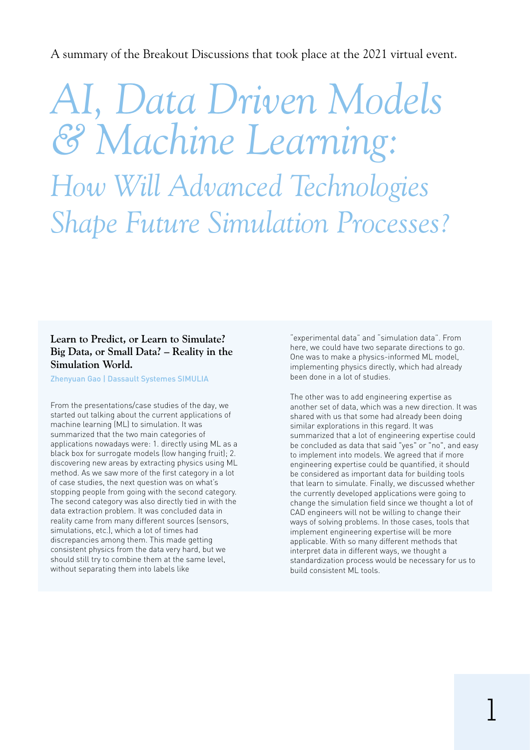A summary of the Breakout Discussions that took place at the 2021 virtual event.

# *AI, Data Driven Models & Machine Learning:*

## *How Will Advanced Technologies Shape Future Simulation Processes?*

### Learn to Predict, or Learn to Simulate? Big Data, or Small Data? – Reality in the Simulation World.

Zhenyuan Gao | Dassault Systemes SIMULIA

From the presentations/case studies of the day, we started out talking about the current applications of machine learning (ML) to simulation. It was summarized that the two main categories of applications nowadays were: 1. directly using ML as a black box for surrogate models (low hanging fruit); 2. discovering new areas by extracting physics using ML method. As we saw more of the first category in a lot of case studies, the next question was on what's stopping people from going with the second category. The second category was also directly tied in with the data extraction problem. It was concluded data in reality came from many different sources (sensors, simulations, etc.), which a lot of times had discrepancies among them. This made getting consistent physics from the data very hard, but we should still try to combine them at the same level, without separating them into labels like "experimental data" and "simulation data". From here, we could have two separate directions to go. One was to make a physics-informed ML model, implementing physics directly, which had already been done in a lot of studies.

The other was to add engineering expertise as another set of data, which was a new direction. It was shared with us that some had already been doing similar explorations in this regard. It was summarized that a lot of engineering expertise could be concluded as data that said "yes" or "no", and easy to implement into models. We agreed that if more engineering expertise could be quantified, it should be considered as important data for building tools that learn to simulate. Finally, we discussed whether the currently developed applications were going to change the simulation field since we thought a lot of CAD engineers will not be willing to change their ways of solving problems. In those cases, tools that implement engineering expertise will be more applicable. With so many different methods that interpret data in different ways, we thought a standardization process would be necessary for us to build consistent ML tools.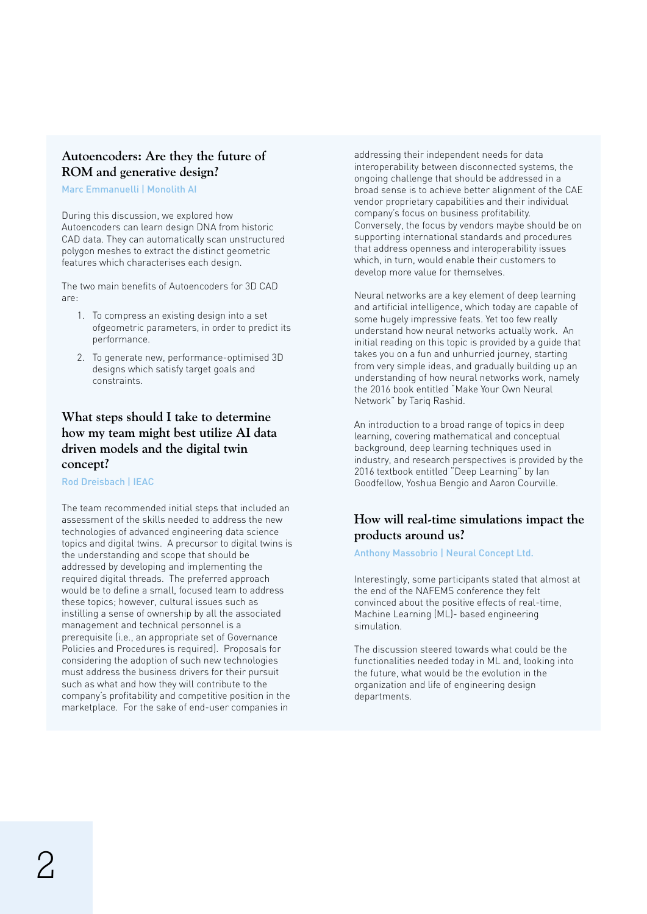## Autoencoders: Are they the future of ROM and generative design?

Marc Emmanuelli | Monolith AI

During this discussion, we explored how Autoencoders can learn design DNA from historic CAD data. They can automatically scan unstructured polygon meshes to extract the distinct geometric features which characterises each design.

The two main benefits of Autoencoders for 3D CAD are:

1. To compress an existing design into a set ofgeometric parameters, in order to predict its performance.
2. To generate new, performance-optimised 3D designs which satisfy target goals and constraints.

## What steps should I take to determine how my team might best utilize AI data driven models and the digital twin concept?

Rod Dreisbach | IEAC

The team recommended initial steps that included an assessment of the skills needed to address the new technologies of advanced engineering data science topics and digital twins. A precursor to digital twins is the understanding and scope that should be addressed by developing and implementing the required digital threads. The preferred approach would be to define a small, focused team to address these topics; however, cultural issues such as instilling a sense of ownership by all the associated management and technical personnel is a prerequisite (i.e., an appropriate set of Governance Policies and Procedures is required). Proposals for considering the adoption of such new technologies must address the business drivers for their pursuit such as what and how they will contribute to the company's profitability and competitive position in the marketplace. For the sake of end-user companies in addressing their independent needs for data interoperability between disconnected systems, the ongoing challenge that should be addressed in a broad sense is to achieve better alignment of the CAE vendor proprietary capabilities and their individual company's focus on business profitability. Conversely, the focus by vendors maybe should be on supporting international standards and procedures that address openness and interoperability issues which, in turn, would enable their customers to develop more value for themselves.

Neural networks are a key element of deep learning and artificial intelligence, which today are capable of some hugely impressive feats. Yet too few really understand how neural networks actually work. An initial reading on this topic is provided by a guide that takes you on a fun and unhurried journey, starting from very simple ideas, and gradually building up an understanding of how neural networks work, namely the 2016 book entitled "Make Your Own Neural Network" by Tariq Rashid.

An introduction to a broad range of topics in deep learning, covering mathematical and conceptual background, deep learning techniques used in industry, and research perspectives is provided by the 2016 textbook entitled "Deep Learning" by Ian Goodfellow, Yoshua Bengio and Aaron Courville.

## How will real-time simulations impact the products around us?

Anthony Massobrio | Neural Concept Ltd.

Interestingly, some participants stated that almost at the end of the NAFEMS conference they felt convinced about the positive effects of real-time, Machine Learning (ML)- based engineering simulation.

The discussion steered towards what could be the functionalities needed today in ML and, looking into the future, what would be the evolution in the organization and life of engineering design departments.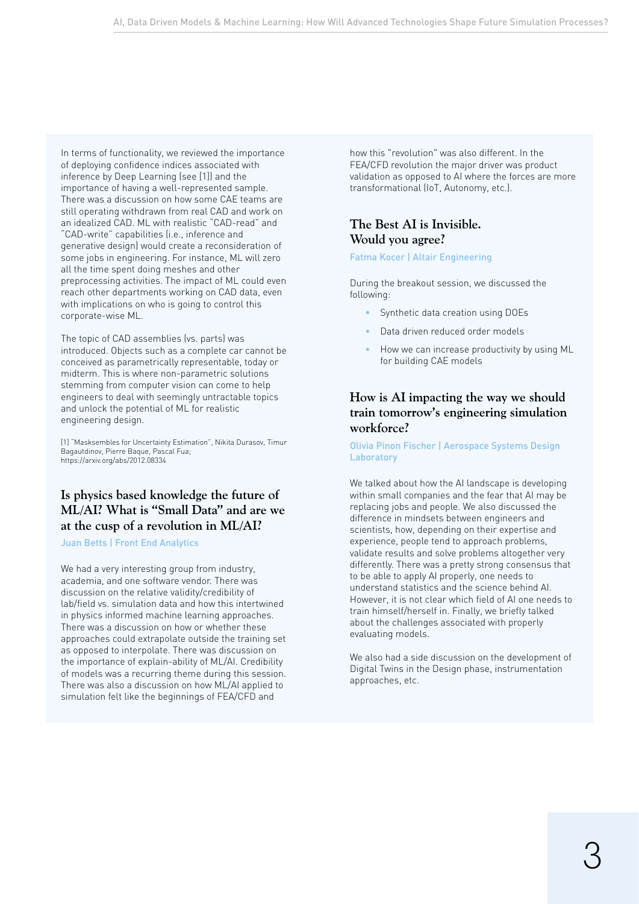In terms of functionality, we reviewed the importance of deploying confidence indices associated with inference by Deep Learning (see [1]) and the importance of having a well-represented sample. There was a discussion on how some CAE teams are still operating withdrawn from real CAD and work on an idealized CAD. ML with realistic "CAD-read" and "CAD-write" capabilities (i.e., inference and generative design) would create a reconsideration of some jobs in engineering. For instance, ML will zero all the time spent doing meshes and other preprocessing activities. The impact of ML could even reach other departments working on CAD data, even with implications on who is going to control this corporate-wise ML.

The topic of CAD assemblies (vs. parts) was introduced. Objects such as a complete car cannot be conceived as parametrically representable, today or midterm. This is where non-parametric solutions stemming from computer vision can come to help engineers to deal with seemingly untractable topics and unlock the potential of ML for realistic engineering design.

[1] "Masksembles for Uncertainty Estimation", Nikita Durasov, Timur Bagautdinov, Pierre Baque, Pascal Fua; https://arxiv.org/abs/2012.08334

## Is physics based knowledge the future of ML/AI? What is "Small Data" and are we at the cusp of a revolution in ML/AI?

Juan Betts | Front End Analytics

We had a very interesting group from industry, academia, and one software vendor. There was discussion on the relative validity/credibility of lab/field vs. simulation data and how this intertwined in physics informed machine learning approaches. There was a discussion on how or whether these approaches could extrapolate outside the training set as opposed to interpolate. There was discussion on the importance of explain-ability of ML/AI. Credibility of models was a recurring theme during this session. There was also a discussion on how ML/AI applied to simulation felt like the beginnings of FEA/CFD and how this "revolution" was also different. In the FEA/CFD revolution the major driver was product validation as opposed to AI where the forces are more transformational (IoT, Autonomy, etc.).

## The Best AI is Invisible. Would you agree?

Fatma Kocer | Altair Engineering

During the breakout session, we discussed the following:

- Synthetic data creation using DOEs
- Data driven reduced order models
- How we can increase productivity by using ML for building CAE models

## How is AI impacting the way we should train tomorrow's engineering simulation workforce?

Olivia Pinon Fischer | Aerospace Systems Design Laboratory

We talked about how the AI landscape is developing within small companies and the fear that AI may be replacing jobs and people. We also discussed the difference in mindsets between engineers and scientists, how, depending on their expertise and experience, people tend to approach problems, validate results and solve problems altogether very differently. There was a pretty strong consensus that to be able to apply AI properly, one needs to understand statistics and the science behind AI. However, it is not clear which field of AI one needs to train himself/herself in. Finally, we briefly talked about the challenges associated with properly evaluating models.

We also had a side discussion on the development of Digital Twins in the Design phase, instrumentation approaches, etc.